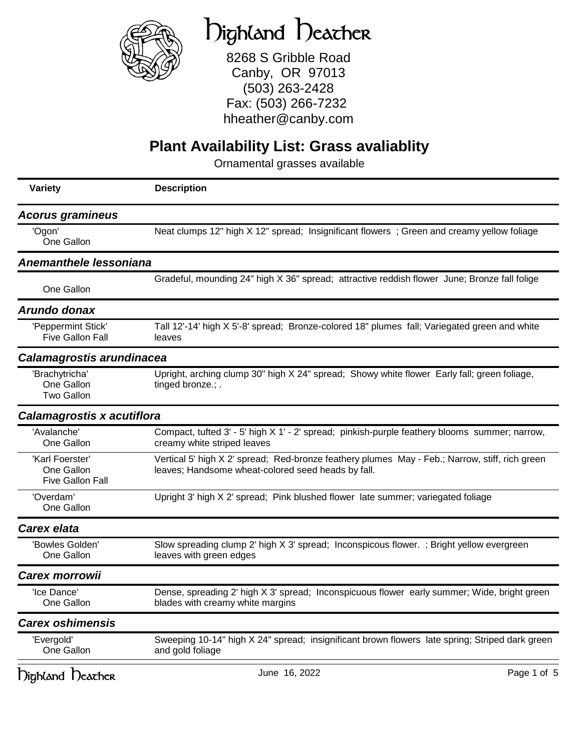# Highland Heather

8268 S Gribble Road
Canby, OR 97013
(503) 263-2428
Fax: (503) 266-7232
hheather@canby.com

## Plant Availability List: Grass avaliablity

Ornamental grasses available

| Variety | Description |
| --- | --- |
| ***Acorus gramineus*** | |
| 'Ogon'<br>One Gallon | Neat clumps 12" high X 12" spread; Insignificant flowers ; Green and creamy yellow foliage |
| ***Anemanthele lessoniana*** | |
| One Gallon | Gradeful, mounding 24" high X 36" spread; attractive reddish flower June; Bronze fall folige |
| ***Arundo donax*** | |
| 'Peppermint Stick'<br>Five Gallon Fall | Tall 12'-14' high X 5'-8' spread; Bronze-colored 18" plumes fall; Variegated green and white leaves |
| ***Calamagrostis arundinacea*** | |
| 'Brachytricha'<br>One Gallon<br>Two Gallon | Upright, arching clump 30" high X 24" spread; Showy white flower Early fall; green foliage, tinged bronze.; . |
| ***Calamagrostis x acutiflora*** | |
| 'Avalanche'<br>One Gallon | Compact, tufted 3' - 5' high X 1' - 2' spread; pinkish-purple feathery blooms summer; narrow, creamy white striped leaves |
| 'Karl Foerster'<br>One Gallon<br>Five Gallon Fall | Vertical 5' high X 2' spread; Red-bronze feathery plumes May - Feb.; Narrow, stiff, rich green leaves; Handsome wheat-colored seed heads by fall. |
| 'Overdam'<br>One Gallon | Upright 3' high X 2' spread; Pink blushed flower late summer; variegated foliage |
| ***Carex elata*** | |
| 'Bowles Golden'<br>One Gallon | Slow spreading clump 2' high X 3' spread; Inconspicous flower. ; Bright yellow evergreen leaves with green edges |
| ***Carex morrowii*** | |
| 'Ice Dance'<br>One Gallon | Dense, spreading 2' high X 3' spread; Inconspicuous flower early summer; Wide, bright green blades with creamy white margins |
| ***Carex oshimensis*** | |
| 'Evergold'<br>One Gallon | Sweeping 10-14" high X 24" spread; insignificant brown flowers late spring; Striped dark green and gold foliage |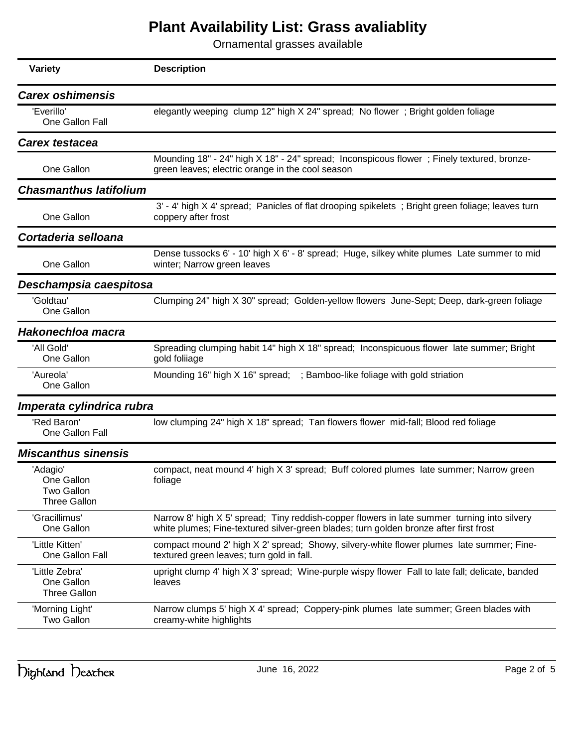# Plant Availability List: Grass avaliablity

Ornamental grasses available

| Variety | Description |
| --- | --- |
| ***Carex oshimensis*** | |
| 'Everillo'<br>One Gallon Fall | elegantly weeping clump 12" high X 24" spread; No flower ; Bright golden foliage |
| ***Carex testacea*** | |
| One Gallon | Mounding 18" - 24" high X 18" - 24" spread; Inconspicous flower ; Finely textured, bronze-green leaves; electric orange in the cool season |
| ***Chasmanthus latifolium*** | |
| One Gallon | 3' - 4' high X 4' spread; Panicles of flat drooping spikelets ; Bright green foliage; leaves turn coppery after frost |
| ***Cortaderia selloana*** | |
| One Gallon | Dense tussocks 6' - 10' high X 6' - 8' spread; Huge, silkey white plumes Late summer to mid winter; Narrow green leaves |
| ***Deschampsia caespitosa*** | |
| 'Goldtau'<br>One Gallon | Clumping 24" high X 30" spread; Golden-yellow flowers June-Sept; Deep, dark-green foliage |
| ***Hakonechloa macra*** | |
| 'All Gold'<br>One Gallon | Spreading clumping habit 14" high X 18" spread; Inconspicuous flower late summer; Bright gold foliiage |
| 'Aureola'<br>One Gallon | Mounding 16" high X 16" spread; ; Bamboo-like foliage with gold striation |
| ***Imperata cylindrica rubra*** | |
| 'Red Baron'<br>One Gallon Fall | low clumping 24" high X 18" spread; Tan flowers flower mid-fall; Blood red foliage |
| ***Miscanthus sinensis*** | |
| 'Adagio'<br>One Gallon<br>Two Gallon<br>Three Gallon | compact, neat mound 4' high X 3' spread; Buff colored plumes late summer; Narrow green foliage |
| 'Gracillimus'<br>One Gallon | Narrow 8' high X 5' spread; Tiny reddish-copper flowers in late summer turning into silvery white plumes; Fine-textured silver-green blades; turn golden bronze after first frost |
| 'Little Kitten'<br>One Gallon Fall | compact mound 2' high X 2' spread; Showy, silvery-white flower plumes late summer; Fine-textured green leaves; turn gold in fall. |
| 'Little Zebra'<br>One Gallon<br>Three Gallon | upright clump 4' high X 3' spread; Wine-purple wispy flower Fall to late fall; delicate, banded leaves |
| 'Morning Light'<br>Two Gallon | Narrow clumps 5' high X 4' spread; Coppery-pink plumes late summer; Green blades with creamy-white highlights |

Highland Heather

June 16, 2022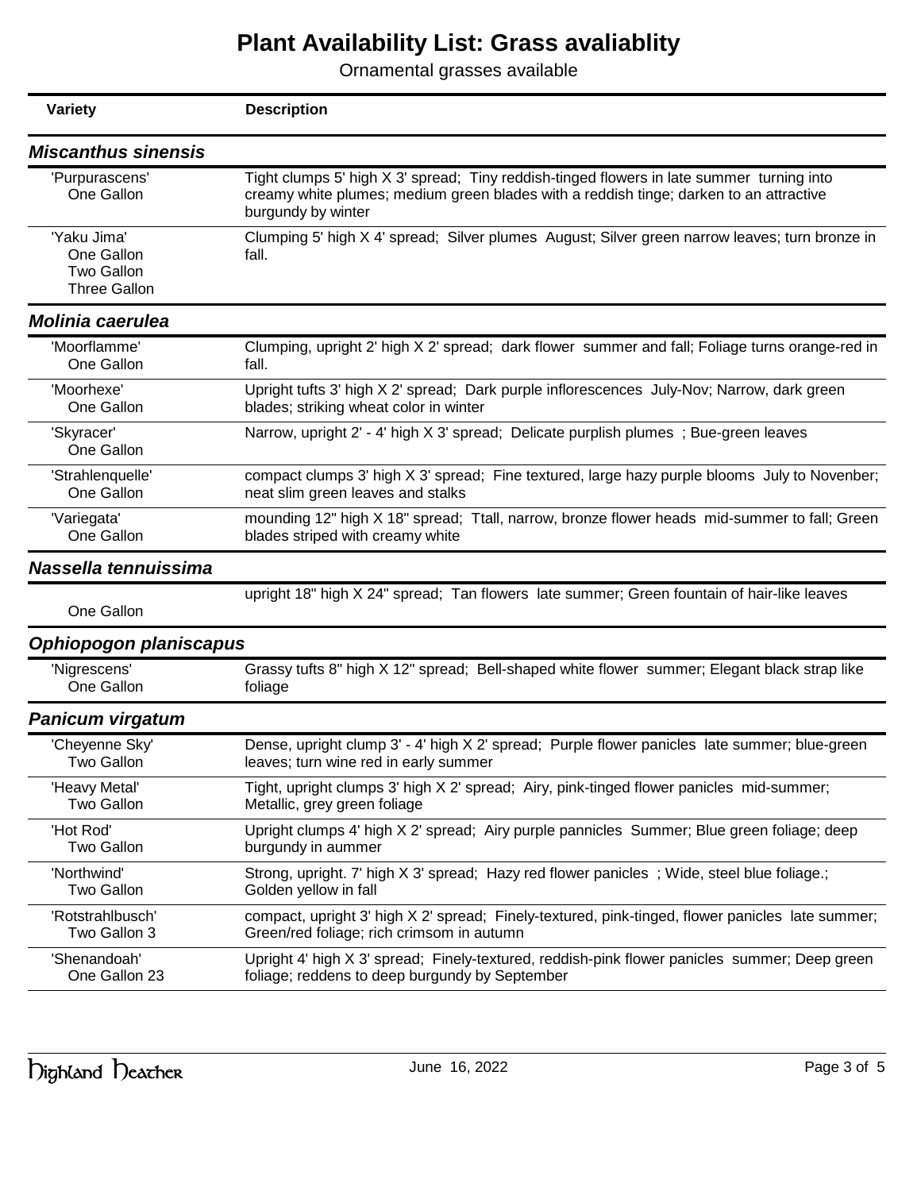# Plant Availability List: Grass avaliablity

Ornamental grasses available

| Variety | Description |
|---|---|
| ***Miscanthus sinensis*** | |
| 'Purpurascens'<br>One Gallon | Tight clumps 5' high X 3' spread; Tiny reddish-tinged flowers in late summer turning into creamy white plumes; medium green blades with a reddish tinge; darken to an attractive burgundy by winter |
| 'Yaku Jima'<br>One Gallon<br>Two Gallon<br>Three Gallon | Clumping 5' high X 4' spread; Silver plumes August; Silver green narrow leaves; turn bronze in fall. |
| ***Molinia caerulea*** | |
| 'Moorflamme'<br>One Gallon | Clumping, upright 2' high X 2' spread; dark flower summer and fall; Foliage turns orange-red in fall. |
| 'Moorhexe'<br>One Gallon | Upright tufts 3' high X 2' spread; Dark purple inflorescences July-Nov; Narrow, dark green blades; striking wheat color in winter |
| 'Skyracer'<br>One Gallon | Narrow, upright 2' - 4' high X 3' spread; Delicate purplish plumes ; Bue-green leaves |
| 'Strahlenquelle'<br>One Gallon | compact clumps 3' high X 3' spread; Fine textured, large hazy purple blooms July to Novenber; neat slim green leaves and stalks |
| 'Variegata'<br>One Gallon | mounding 12" high X 18" spread; Ttall, narrow, bronze flower heads mid-summer to fall; Green blades striped with creamy white |
| ***Nassella tennuissima*** | |
| One Gallon | upright 18" high X 24" spread; Tan flowers late summer; Green fountain of hair-like leaves |
| ***Ophiopogon planiscapus*** | |
| 'Nigrescens'<br>One Gallon | Grassy tufts 8" high X 12" spread; Bell-shaped white flower summer; Elegant black strap like foliage |
| ***Panicum virgatum*** | |
| 'Cheyenne Sky'<br>Two Gallon | Dense, upright clump 3' - 4' high X 2' spread; Purple flower panicles late summer; blue-green leaves; turn wine red in early summer |
| 'Heavy Metal'<br>Two Gallon | Tight, upright clumps 3' high X 2' spread; Airy, pink-tinged flower panicles mid-summer; Metallic, grey green foliage |
| 'Hot Rod'<br>Two Gallon | Upright clumps 4' high X 2' spread; Airy purple pannicles Summer; Blue green foliage; deep burgundy in aummer |
| 'Northwind'<br>Two Gallon | Strong, upright. 7' high X 3' spread; Hazy red flower panicles ; Wide, steel blue foliage.; Golden yellow in fall |
| 'Rotstrahlbusch'<br>Two Gallon 3 | compact, upright 3' high X 2' spread; Finely-textured, pink-tinged, flower panicles late summer; Green/red foliage; rich crimsom in autumn |
| 'Shenandoah'<br>One Gallon 23 | Upright 4' high X 3' spread; Finely-textured, reddish-pink flower panicles summer; Deep green foliage; reddens to deep burgundy by September |

Highland Heather — June 16, 2022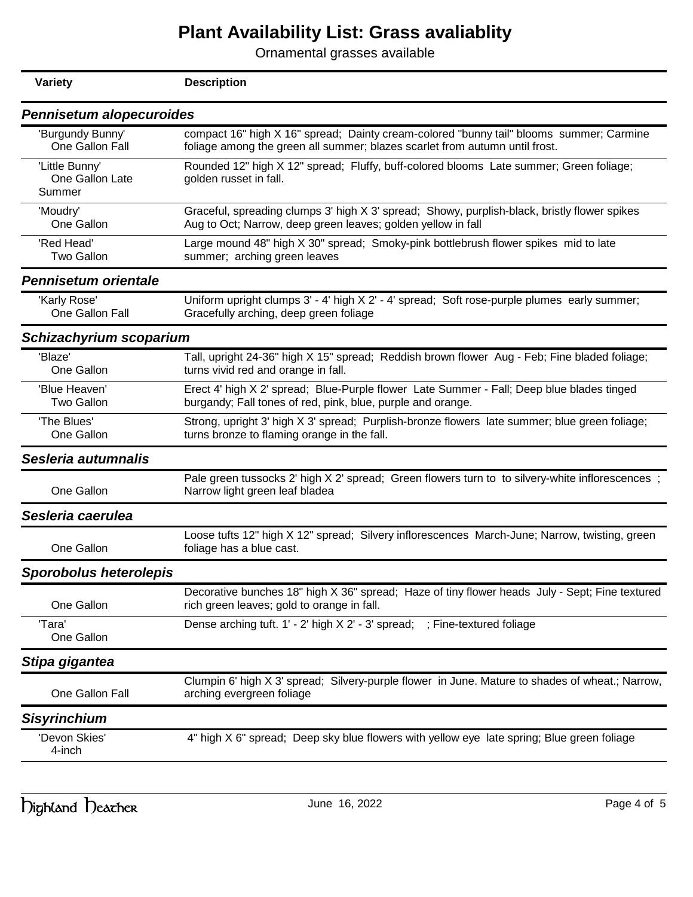# Plant Availability List: Grass avaliablity

Ornamental grasses available

| Variety | Description |
|---|---|
| ***Pennisetum alopecuroides*** | |
| 'Burgundy Bunny' One Gallon Fall | compact 16" high X 16" spread; Dainty cream-colored "bunny tail" blooms summer; Carmine foliage among the green all summer; blazes scarlet from autumn until frost. |
| 'Little Bunny' One Gallon Late Summer | Rounded 12" high X 12" spread; Fluffy, buff-colored blooms Late summer; Green foliage; golden russet in fall. |
| 'Moudry' One Gallon | Graceful, spreading clumps 3' high X 3' spread; Showy, purplish-black, bristly flower spikes Aug to Oct; Narrow, deep green leaves; golden yellow in fall |
| 'Red Head' Two Gallon | Large mound 48" high X 30" spread; Smoky-pink bottlebrush flower spikes mid to late summer; arching green leaves |
| ***Pennisetum orientale*** | |
| 'Karly Rose' One Gallon Fall | Uniform upright clumps 3' - 4' high X 2' - 4' spread; Soft rose-purple plumes early summer; Gracefully arching, deep green foliage |
| ***Schizachyrium scoparium*** | |
| 'Blaze' One Gallon | Tall, upright 24-36" high X 15" spread; Reddish brown flower Aug - Feb; Fine bladed foliage; turns vivid red and orange in fall. |
| 'Blue Heaven' Two Gallon | Erect 4' high X 2' spread; Blue-Purple flower Late Summer - Fall; Deep blue blades tinged burgandy; Fall tones of red, pink, blue, purple and orange. |
| 'The Blues' One Gallon | Strong, upright 3' high X 3' spread; Purplish-bronze flowers late summer; blue green foliage; turns bronze to flaming orange in the fall. |
| ***Sesleria autumnalis*** | |
| One Gallon | Pale green tussocks 2' high X 2' spread; Green flowers turn to to silvery-white inflorescences ; Narrow light green leaf bladea |
| ***Sesleria caerulea*** | |
| One Gallon | Loose tufts 12" high X 12" spread; Silvery inflorescences March-June; Narrow, twisting, green foliage has a blue cast. |
| ***Sporobolus heterolepis*** | |
| One Gallon | Decorative bunches 18" high X 36" spread; Haze of tiny flower heads July - Sept; Fine textured rich green leaves; gold to orange in fall. |
| 'Tara' One Gallon | Dense arching tuft. 1' - 2' high X 2' - 3' spread; ; Fine-textured foliage |
| ***Stipa gigantea*** | |
| One Gallon Fall | Clumpin 6' high X 3' spread; Silvery-purple flower in June. Mature to shades of wheat.; Narrow, arching evergreen foliage |
| ***Sisyrinchium*** | |
| 'Devon Skies' 4-inch | 4" high X 6" spread; Deep sky blue flowers with yellow eye late spring; Blue green foliage |

Highland Heather

June 16, 2022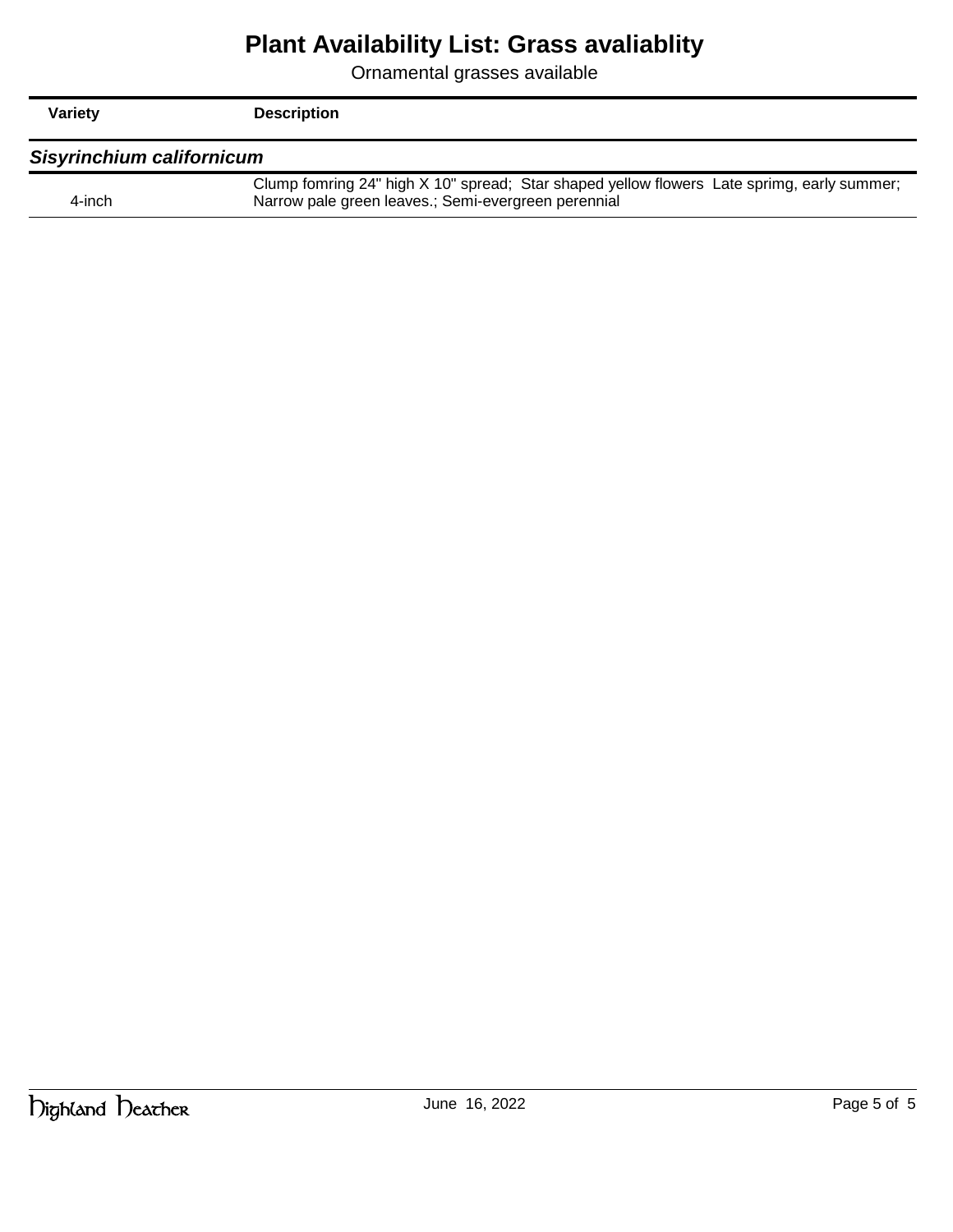# Plant Availability List: Grass avaliablity

Ornamental grasses available

| Variety | Description |
|---|---|
| ***Sisyrinchium californicum*** | |
| 4-inch | Clump fomring 24" high X 10" spread; Star shaped yellow flowers Late sprimg, early summer; Narrow pale green leaves.; Semi-evergreen perennial |